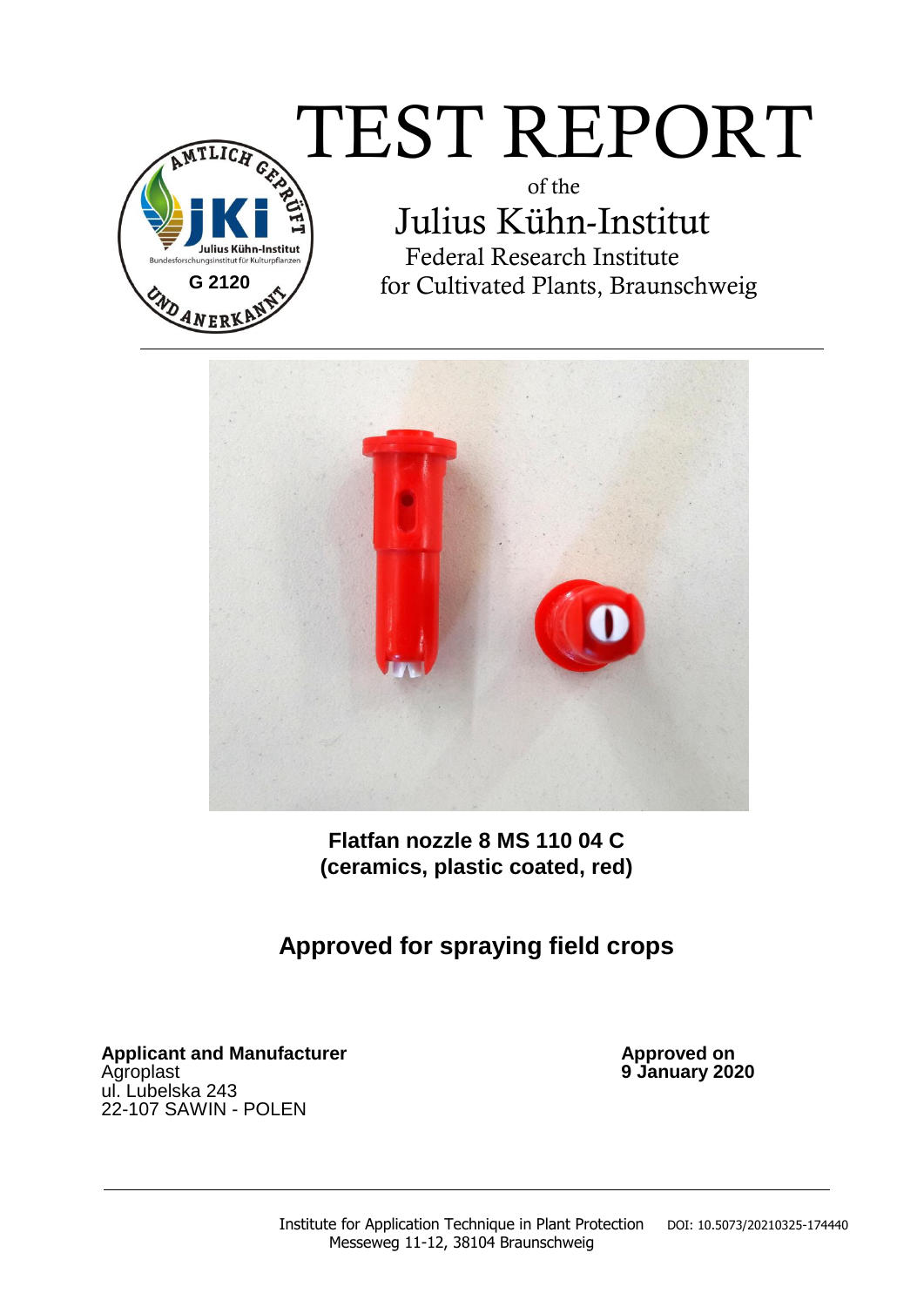# TEST REPORT

of the

## Julius Kühn-Institut

Federal Research Institute
for Cultivated Plants, Braunschweig

**Flatfan nozzle 8 MS 110 04 C**
**(ceramics, plastic coated, red)**

## Approved for spraying field crops

**Applicant and Manufacturer**
Agroplast
ul. Lubelska 243
22-107 SAWIN - POLEN

**Approved on**
**9 January 2020**

Institute for Application Technique in Plant Protection
Messeweg 11-12, 38104 Braunschweig

DOI: 10.5073/20210325-174440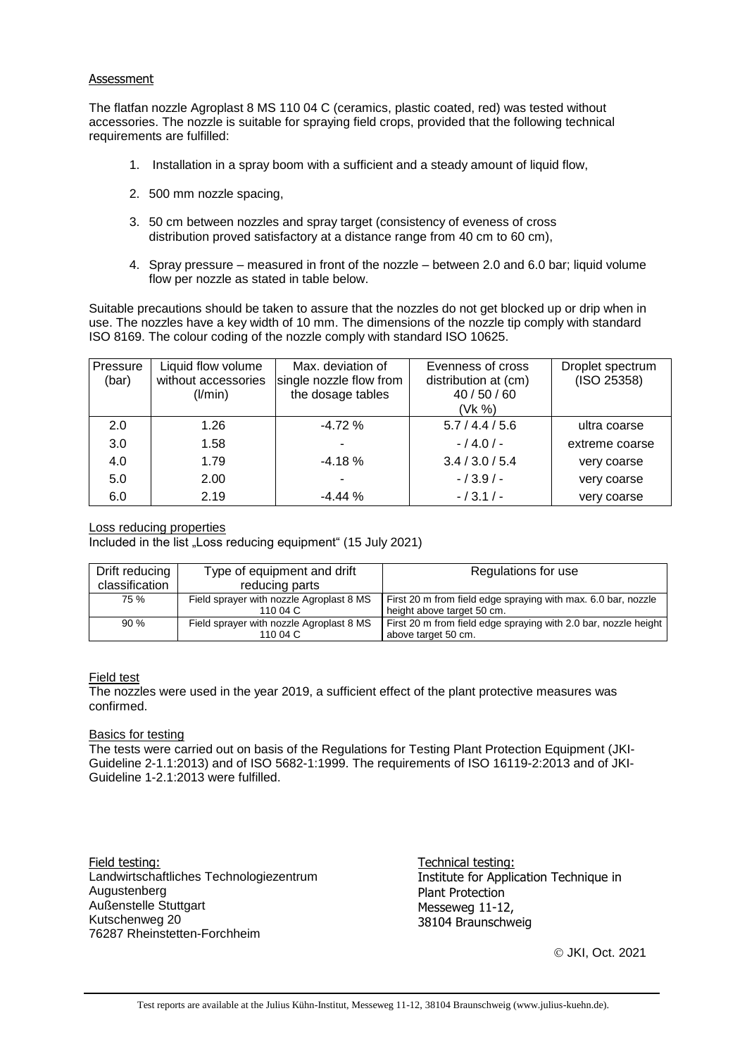Assessment

The flatfan nozzle Agroplast 8 MS 110 04 C (ceramics, plastic coated, red) was tested without accessories. The nozzle is suitable for spraying field crops, provided that the following technical requirements are fulfilled:

1. Installation in a spray boom with a sufficient and a steady amount of liquid flow,
2. 500 mm nozzle spacing,
3. 50 cm between nozzles and spray target (consistency of eveness of cross distribution proved satisfactory at a distance range from 40 cm to 60 cm),
4. Spray pressure – measured in front of the nozzle – between 2.0 and 6.0 bar; liquid volume flow per nozzle as stated in table below.

Suitable precautions should be taken to assure that the nozzles do not get blocked up or drip when in use. The nozzles have a key width of 10 mm. The dimensions of the nozzle tip comply with standard ISO 8169. The colour coding of the nozzle comply with standard ISO 10625.

| Pressure (bar) | Liquid flow volume without accessories (l/min) | Max. deviation of single nozzle flow from the dosage tables | Evenness of cross distribution at (cm) 40 / 50 / 60 (Vk %) | Droplet spectrum (ISO 25358) |
|---|---|---|---|---|
| 2.0 | 1.26 | -4.72 % | 5.7 / 4.4 / 5.6 | ultra coarse |
| 3.0 | 1.58 | - | - / 4.0 / - | extreme coarse |
| 4.0 | 1.79 | -4.18 % | 3.4 / 3.0 / 5.4 | very coarse |
| 5.0 | 2.00 | - | - / 3.9 / - | very coarse |
| 6.0 | 2.19 | -4.44 % | - / 3.1 / - | very coarse |

Loss reducing properties

Included in the list „Loss reducing equipment" (15 July 2021)

| Drift reducing classification | Type of equipment and drift reducing parts | Regulations for use |
|---|---|---|
| 75 % | Field sprayer with nozzle Agroplast 8 MS 110 04 C | First 20 m from field edge spraying with max. 6.0 bar, nozzle height above target 50 cm. |
| 90 % | Field sprayer with nozzle Agroplast 8 MS 110 04 C | First 20 m from field edge spraying with 2.0 bar, nozzle height above target 50 cm. |

Field test

The nozzles were used in the year 2019, a sufficient effect of the plant protective measures was confirmed.

Basics for testing

The tests were carried out on basis of the Regulations for Testing Plant Protection Equipment (JKI-Guideline 2-1.1:2013) and of ISO 5682-1:1999. The requirements of ISO 16119-2:2013 and of JKI-Guideline 1-2.1:2013 were fulfilled.

Field testing:
Landwirtschaftliches Technologiezentrum Augustenberg
Außenstelle Stuttgart
Kutschenweg 20
76287 Rheinstetten-Forchheim

Technical testing:
Institute for Application Technique in Plant Protection
Messeweg 11-12,
38104 Braunschweig

© JKI, Oct. 2021

Test reports are available at the Julius Kühn-Institut, Messeweg 11-12, 38104 Braunschweig (www.julius-kuehn.de).